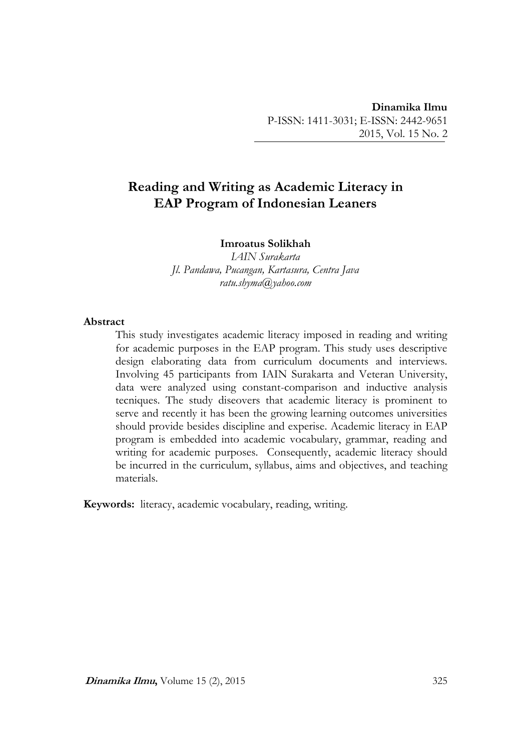**Dinamika Ilmu**
P-ISSN: 1411-3031; E-ISSN: 2442-9651
2015, Vol. 15 No. 2

# Reading and Writing as Academic Literacy in EAP Program of Indonesian Leaners

**Imroatus Solikhah**
*IAIN Surakarta*
*Jl. Pandawa, Pucangan, Kartasura, Centra Java*
*ratu.shyma@yahoo.com*

## Abstract

This study investigates academic literacy imposed in reading and writing for academic purposes in the EAP program. This study uses descriptive design elaborating data from curriculum documents and interviews. Involving 45 participants from IAIN Surakarta and Veteran University, data were analyzed using constant-comparison and inductive analysis tecniques. The study diseovers that academic literacy is prominent to serve and recently it has been the growing learning outcomes universities should provide besides discipline and experise. Academic literacy in EAP program is embedded into academic vocabulary, grammar, reading and writing for academic purposes. Consequently, academic literacy should be incurred in the curriculum, syllabus, aims and objectives, and teaching materials.

**Keywords:** literacy, academic vocabulary, reading, writing.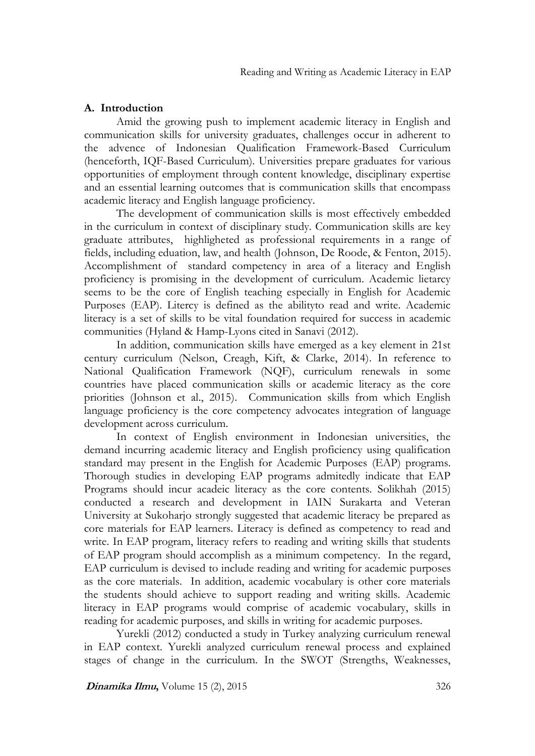## A. Introduction

Amid the growing push to implement academic literacy in English and communication skills for university graduates, challenges occur in adherent to the advence of Indonesian Qualification Framework-Based Curriculum (henceforth, IQF-Based Curriculum). Universities prepare graduates for various opportunities of employment through content knowledge, disciplinary expertise and an essential learning outcomes that is communication skills that encompass academic literacy and English language proficiency.

The development of communication skills is most effectively embedded in the curriculum in context of disciplinary study. Communication skills are key graduate attributes, highligheted as professional requirements in a range of fields, including eduation, law, and health (Johnson, De Roode, & Fenton, 2015). Accomplishment of standard competency in area of a literacy and English proficiency is promising in the development of curriculum. Academic lietarcy seems to be the core of English teaching especially in English for Academic Purposes (EAP). Litercy is defined as the abilityto read and write. Academic literacy is a set of skills to be vital foundation required for success in academic communities (Hyland & Hamp-Lyons cited in Sanavi (2012).

In addition, communication skills have emerged as a key element in 21st century curriculum (Nelson, Creagh, Kift, & Clarke, 2014). In reference to National Qualification Framework (NQF), curriculum renewals in some countries have placed communication skills or academic literacy as the core priorities (Johnson et al., 2015). Communication skills from which English language proficiency is the core competency advocates integration of language development across curriculum.

In context of English environment in Indonesian universities, the demand incurring academic literacy and English proficiency using qualification standard may present in the English for Academic Purposes (EAP) programs. Thorough studies in developing EAP programs admitedly indicate that EAP Programs should incur acadeic literacy as the core contents. Solikhah (2015) conducted a research and development in IAIN Surakarta and Veteran University at Sukoharjo strongly suggested that academic literacy be prepared as core materials for EAP learners. Literacy is defined as competency to read and write. In EAP program, literacy refers to reading and writing skills that students of EAP program should accomplish as a minimum competency. In the regard, EAP curriculum is devised to include reading and writing for academic purposes as the core materials. In addition, academic vocabulary is other core materials the students should achieve to support reading and writing skills. Academic literacy in EAP programs would comprise of academic vocabulary, skills in reading for academic purposes, and skills in writing for academic purposes.

Yurekli (2012) conducted a study in Turkey analyzing curriculum renewal in EAP context. Yurekli analyzed curriculum renewal process and explained stages of change in the curriculum. In the SWOT (Strengths, Weaknesses,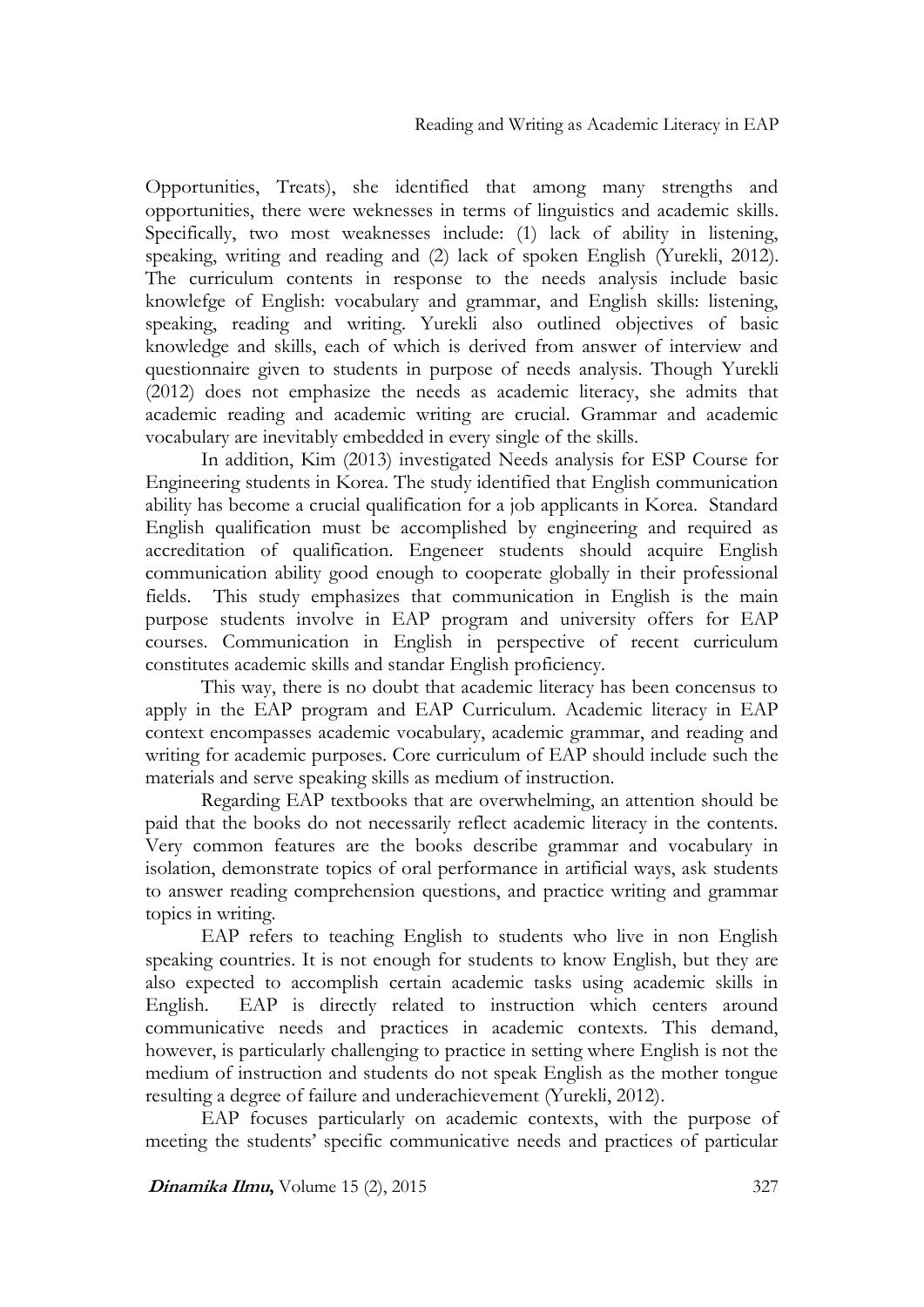Opportunities, Treats), she identified that among many strengths and opportunities, there were weknesses in terms of linguistics and academic skills. Specifically, two most weaknesses include: (1) lack of ability in listening, speaking, writing and reading and (2) lack of spoken English (Yurekli, 2012). The curriculum contents in response to the needs analysis include basic knowlefge of English: vocabulary and grammar, and English skills: listening, speaking, reading and writing. Yurekli also outlined objectives of basic knowledge and skills, each of which is derived from answer of interview and questionnaire given to students in purpose of needs analysis. Though Yurekli (2012) does not emphasize the needs as academic literacy, she admits that academic reading and academic writing are crucial. Grammar and academic vocabulary are inevitably embedded in every single of the skills.

In addition, Kim (2013) investigated Needs analysis for ESP Course for Engineering students in Korea. The study identified that English communication ability has become a crucial qualification for a job applicants in Korea. Standard English qualification must be accomplished by engineering and required as accreditation of qualification. Engeneer students should acquire English communication ability good enough to cooperate globally in their professional fields. This study emphasizes that communication in English is the main purpose students involve in EAP program and university offers for EAP courses. Communication in English in perspective of recent curriculum constitutes academic skills and standar English proficiency.

This way, there is no doubt that academic literacy has been concensus to apply in the EAP program and EAP Curriculum. Academic literacy in EAP context encompasses academic vocabulary, academic grammar, and reading and writing for academic purposes. Core curriculum of EAP should include such the materials and serve speaking skills as medium of instruction.

Regarding EAP textbooks that are overwhelming, an attention should be paid that the books do not necessarily reflect academic literacy in the contents. Very common features are the books describe grammar and vocabulary in isolation, demonstrate topics of oral performance in artificial ways, ask students to answer reading comprehension questions, and practice writing and grammar topics in writing.

EAP refers to teaching English to students who live in non English speaking countries. It is not enough for students to know English, but they are also expected to accomplish certain academic tasks using academic skills in English. EAP is directly related to instruction which centers around communicative needs and practices in academic contexts. This demand, however, is particularly challenging to practice in setting where English is not the medium of instruction and students do not speak English as the mother tongue resulting a degree of failure and underachievement (Yurekli, 2012).

EAP focuses particularly on academic contexts, with the purpose of meeting the students' specific communicative needs and practices of particular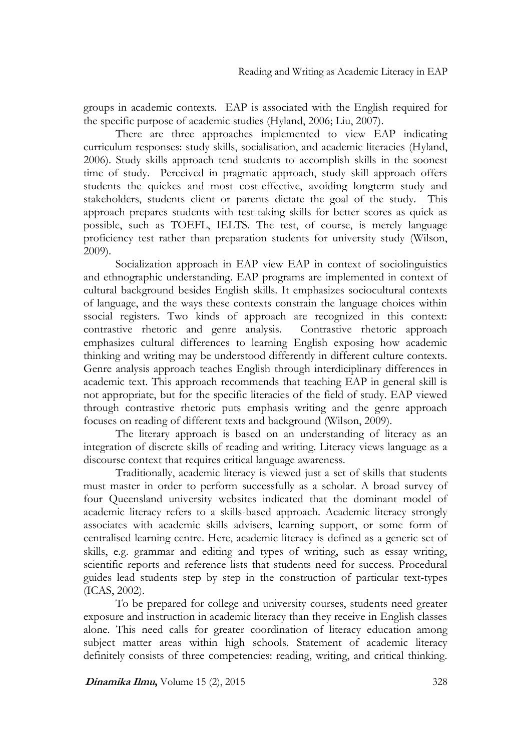groups in academic contexts. EAP is associated with the English required for the specific purpose of academic studies (Hyland, 2006; Liu, 2007).

There are three approaches implemented to view EAP indicating curriculum responses: study skills, socialisation, and academic literacies (Hyland, 2006). Study skills approach tend students to accomplish skills in the soonest time of study. Perceived in pragmatic approach, study skill approach offers students the quickes and most cost-effective, avoiding longterm study and stakeholders, students client or parents dictate the goal of the study. This approach prepares students with test-taking skills for better scores as quick as possible, such as TOEFL, IELTS. The test, of course, is merely language proficiency test rather than preparation students for university study (Wilson, 2009).

Socialization approach in EAP view EAP in context of sociolinguistics and ethnographic understanding. EAP programs are implemented in context of cultural background besides English skills. It emphasizes sociocultural contexts of language, and the ways these contexts constrain the language choices within ssocial registers. Two kinds of approach are recognized in this context: contrastive rhetoric and genre analysis. Contrastive rhetoric approach emphasizes cultural differences to learning English exposing how academic thinking and writing may be understood differently in different culture contexts. Genre analysis approach teaches English through interdiciplinary differences in academic text. This approach recommends that teaching EAP in general skill is not appropriate, but for the specific literacies of the field of study. EAP viewed through contrastive rhetoric puts emphasis writing and the genre approach focuses on reading of different texts and background (Wilson, 2009).

The literary approach is based on an understanding of literacy as an integration of discrete skills of reading and writing. Literacy views language as a discourse context that requires critical language awareness.

Traditionally, academic literacy is viewed just a set of skills that students must master in order to perform successfully as a scholar. A broad survey of four Queensland university websites indicated that the dominant model of academic literacy refers to a skills-based approach. Academic literacy strongly associates with academic skills advisers, learning support, or some form of centralised learning centre. Here, academic literacy is defined as a generic set of skills, e.g. grammar and editing and types of writing, such as essay writing, scientific reports and reference lists that students need for success. Procedural guides lead students step by step in the construction of particular text-types (ICAS, 2002).

To be prepared for college and university courses, students need greater exposure and instruction in academic literacy than they receive in English classes alone. This need calls for greater coordination of literacy education among subject matter areas within high schools. Statement of academic literacy definitely consists of three competencies: reading, writing, and critical thinking.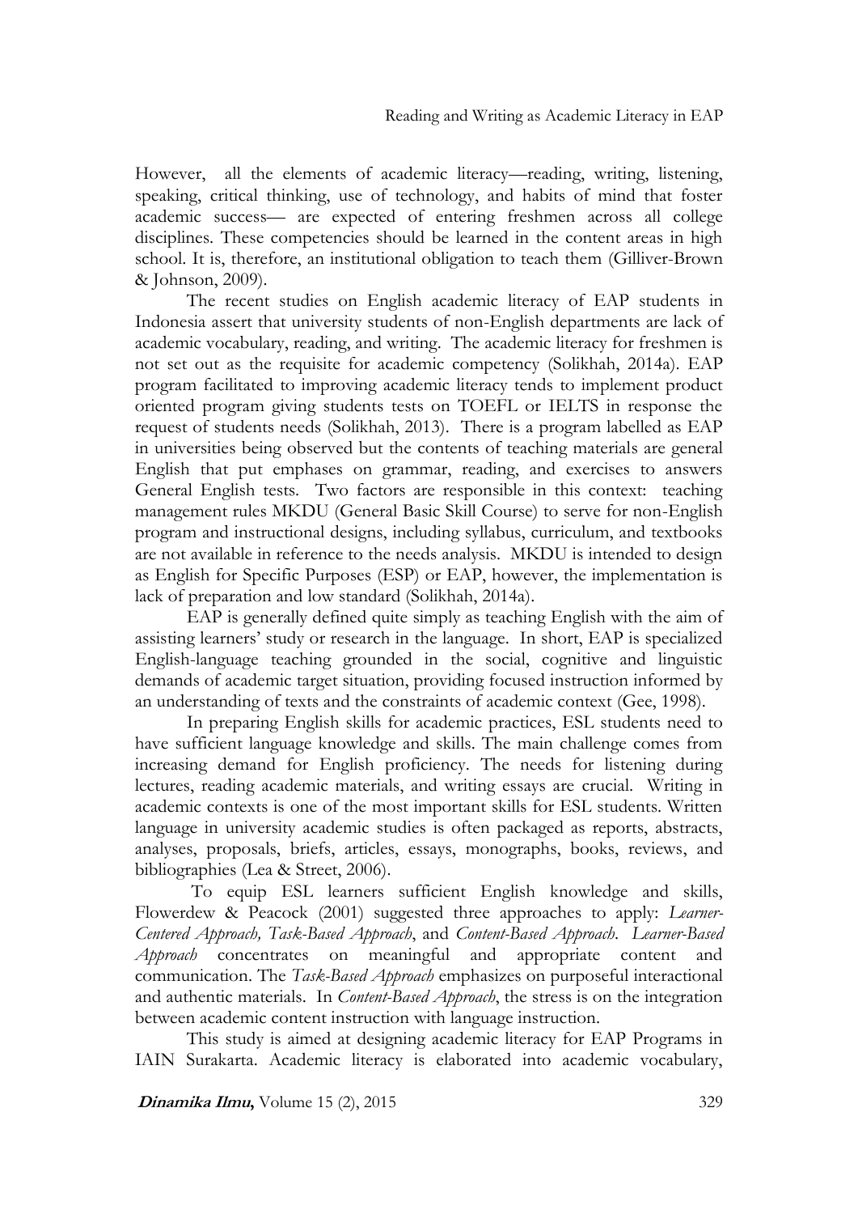However, all the elements of academic literacy—reading, writing, listening, speaking, critical thinking, use of technology, and habits of mind that foster academic success— are expected of entering freshmen across all college disciplines. These competencies should be learned in the content areas in high school. It is, therefore, an institutional obligation to teach them (Gilliver-Brown & Johnson, 2009).

The recent studies on English academic literacy of EAP students in Indonesia assert that university students of non-English departments are lack of academic vocabulary, reading, and writing. The academic literacy for freshmen is not set out as the requisite for academic competency (Solikhah, 2014a). EAP program facilitated to improving academic literacy tends to implement product oriented program giving students tests on TOEFL or IELTS in response the request of students needs (Solikhah, 2013). There is a program labelled as EAP in universities being observed but the contents of teaching materials are general English that put emphases on grammar, reading, and exercises to answers General English tests. Two factors are responsible in this context: teaching management rules MKDU (General Basic Skill Course) to serve for non-English program and instructional designs, including syllabus, curriculum, and textbooks are not available in reference to the needs analysis. MKDU is intended to design as English for Specific Purposes (ESP) or EAP, however, the implementation is lack of preparation and low standard (Solikhah, 2014a).

EAP is generally defined quite simply as teaching English with the aim of assisting learners' study or research in the language. In short, EAP is specialized English-language teaching grounded in the social, cognitive and linguistic demands of academic target situation, providing focused instruction informed by an understanding of texts and the constraints of academic context (Gee, 1998).

In preparing English skills for academic practices, ESL students need to have sufficient language knowledge and skills. The main challenge comes from increasing demand for English proficiency. The needs for listening during lectures, reading academic materials, and writing essays are crucial. Writing in academic contexts is one of the most important skills for ESL students. Written language in university academic studies is often packaged as reports, abstracts, analyses, proposals, briefs, articles, essays, monographs, books, reviews, and bibliographies (Lea & Street, 2006).

To equip ESL learners sufficient English knowledge and skills, Flowerdew & Peacock (2001) suggested three approaches to apply: *Learner-Centered Approach, Task-Based Approach*, and *Content-Based Approach*. *Learner-Based Approach* concentrates on meaningful and appropriate content and communication. The *Task-Based Approach* emphasizes on purposeful interactional and authentic materials. In *Content-Based Approach*, the stress is on the integration between academic content instruction with language instruction.

This study is aimed at designing academic literacy for EAP Programs in IAIN Surakarta. Academic literacy is elaborated into academic vocabulary,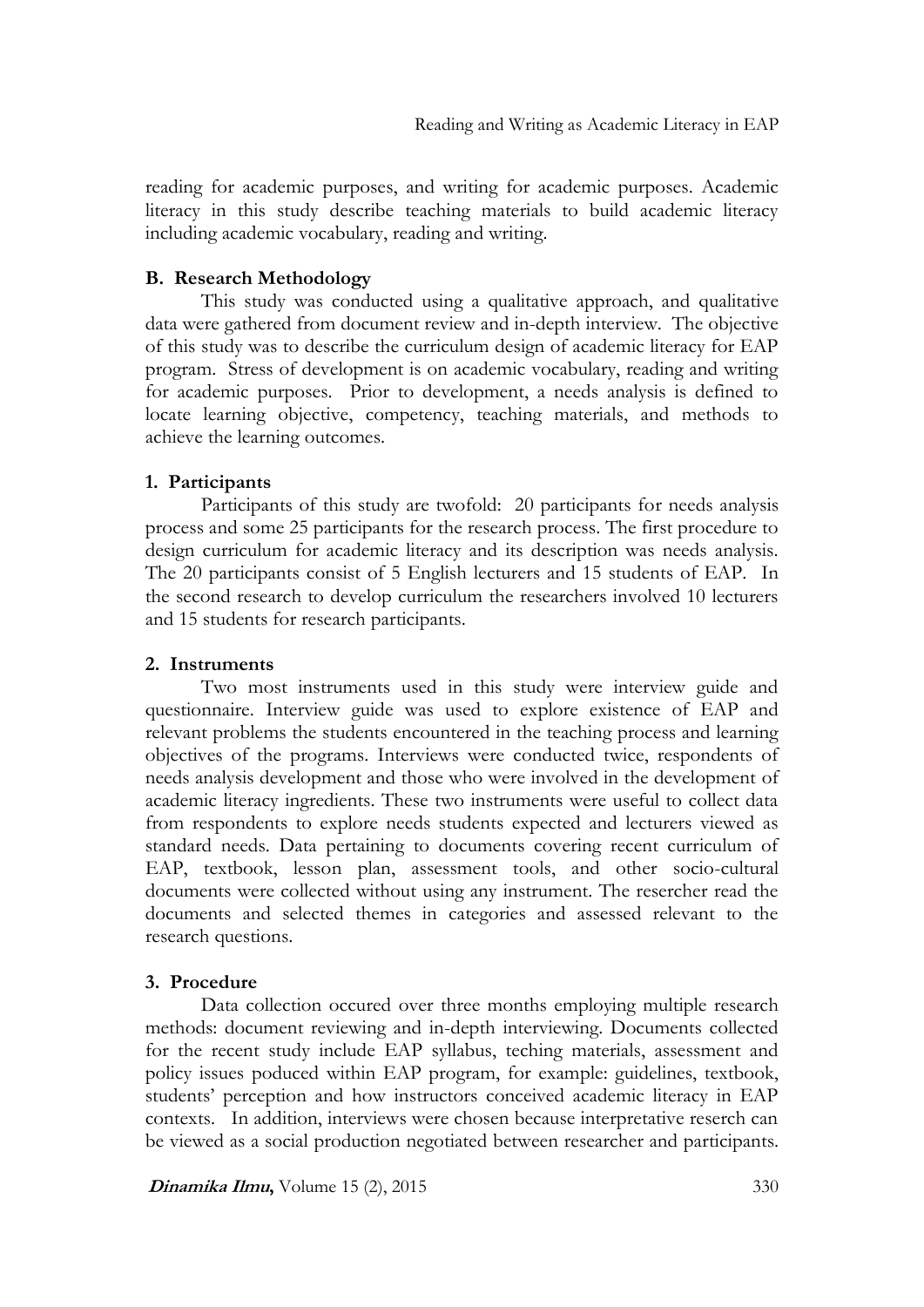reading for academic purposes, and writing for academic purposes. Academic literacy in this study describe teaching materials to build academic literacy including academic vocabulary, reading and writing.

## B. Research Methodology

This study was conducted using a qualitative approach, and qualitative data were gathered from document review and in-depth interview. The objective of this study was to describe the curriculum design of academic literacy for EAP program. Stress of development is on academic vocabulary, reading and writing for academic purposes. Prior to development, a needs analysis is defined to locate learning objective, competency, teaching materials, and methods to achieve the learning outcomes.

### 1. Participants

Participants of this study are twofold: 20 participants for needs analysis process and some 25 participants for the research process. The first procedure to design curriculum for academic literacy and its description was needs analysis. The 20 participants consist of 5 English lecturers and 15 students of EAP. In the second research to develop curriculum the researchers involved 10 lecturers and 15 students for research participants.

### 2. Instruments

Two most instruments used in this study were interview guide and questionnaire. Interview guide was used to explore existence of EAP and relevant problems the students encountered in the teaching process and learning objectives of the programs. Interviews were conducted twice, respondents of needs analysis development and those who were involved in the development of academic literacy ingredients. These two instruments were useful to collect data from respondents to explore needs students expected and lecturers viewed as standard needs. Data pertaining to documents covering recent curriculum of EAP, textbook, lesson plan, assessment tools, and other socio-cultural documents were collected without using any instrument. The resercher read the documents and selected themes in categories and assessed relevant to the research questions.

### 3. Procedure

Data collection occured over three months employing multiple research methods: document reviewing and in-depth interviewing. Documents collected for the recent study include EAP syllabus, teching materials, assessment and policy issues poduced within EAP program, for example: guidelines, textbook, students' perception and how instructors conceived academic literacy in EAP contexts. In addition, interviews were chosen because interpretative reserch can be viewed as a social production negotiated between researcher and participants.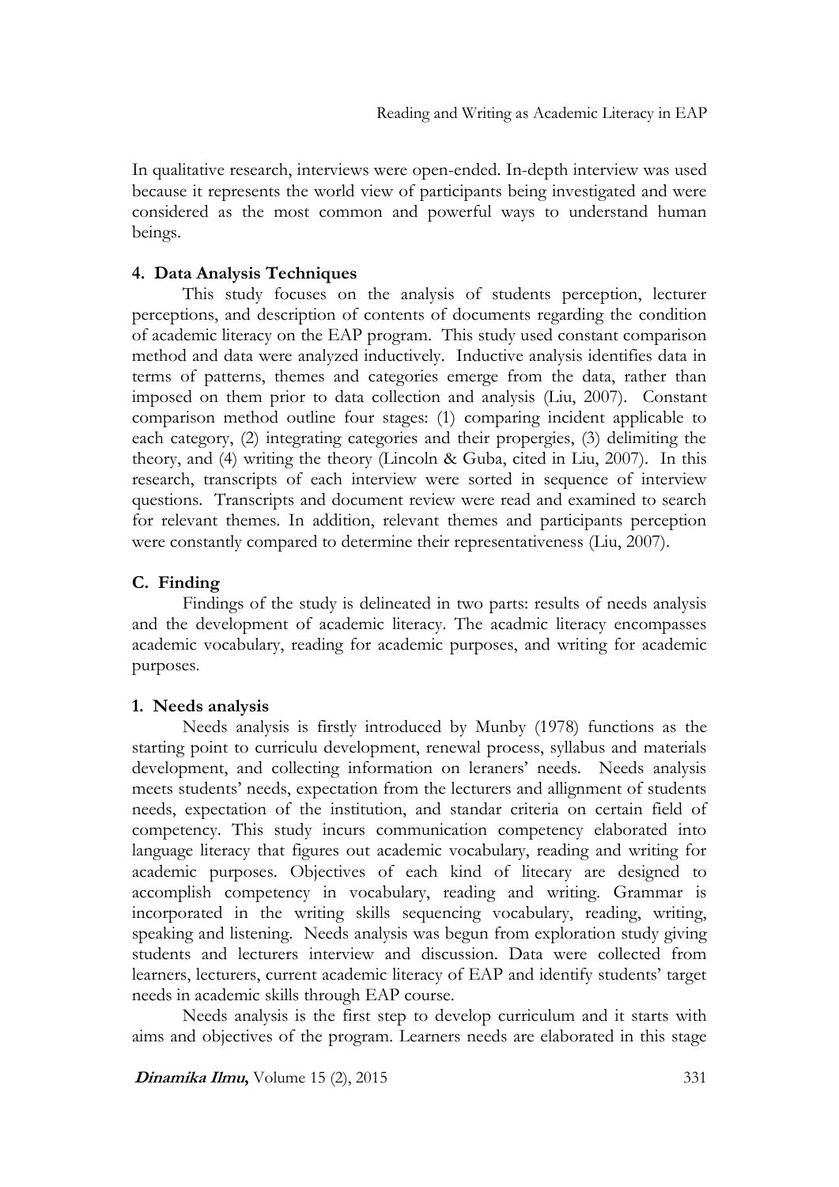In qualitative research, interviews were open-ended. In-depth interview was used because it represents the world view of participants being investigated and were considered as the most common and powerful ways to understand human beings.

### 4. Data Analysis Techniques

This study focuses on the analysis of students perception, lecturer perceptions, and description of contents of documents regarding the condition of academic literacy on the EAP program. This study used constant comparison method and data were analyzed inductively. Inductive analysis identifies data in terms of patterns, themes and categories emerge from the data, rather than imposed on them prior to data collection and analysis (Liu, 2007). Constant comparison method outline four stages: (1) comparing incident applicable to each category, (2) integrating categories and their propergies, (3) delimiting the theory, and (4) writing the theory (Lincoln & Guba, cited in Liu, 2007). In this research, transcripts of each interview were sorted in sequence of interview questions. Transcripts and document review were read and examined to search for relevant themes. In addition, relevant themes and participants perception were constantly compared to determine their representativeness (Liu, 2007).

## C. Finding

Findings of the study is delineated in two parts: results of needs analysis and the development of academic literacy. The acadmic literacy encompasses academic vocabulary, reading for academic purposes, and writing for academic purposes.

### 1. Needs analysis

Needs analysis is firstly introduced by Munby (1978) functions as the starting point to curriculu development, renewal process, syllabus and materials development, and collecting information on leraners' needs. Needs analysis meets students' needs, expectation from the lecturers and allignment of students needs, expectation of the institution, and standar criteria on certain field of competency. This study incurs communication competency elaborated into language literacy that figures out academic vocabulary, reading and writing for academic purposes. Objectives of each kind of litecary are designed to accomplish competency in vocabulary, reading and writing. Grammar is incorporated in the writing skills sequencing vocabulary, reading, writing, speaking and listening. Needs analysis was begun from exploration study giving students and lecturers interview and discussion. Data were collected from learners, lecturers, current academic literacy of EAP and identify students' target needs in academic skills through EAP course.

Needs analysis is the first step to develop curriculum and it starts with aims and objectives of the program. Learners needs are elaborated in this stage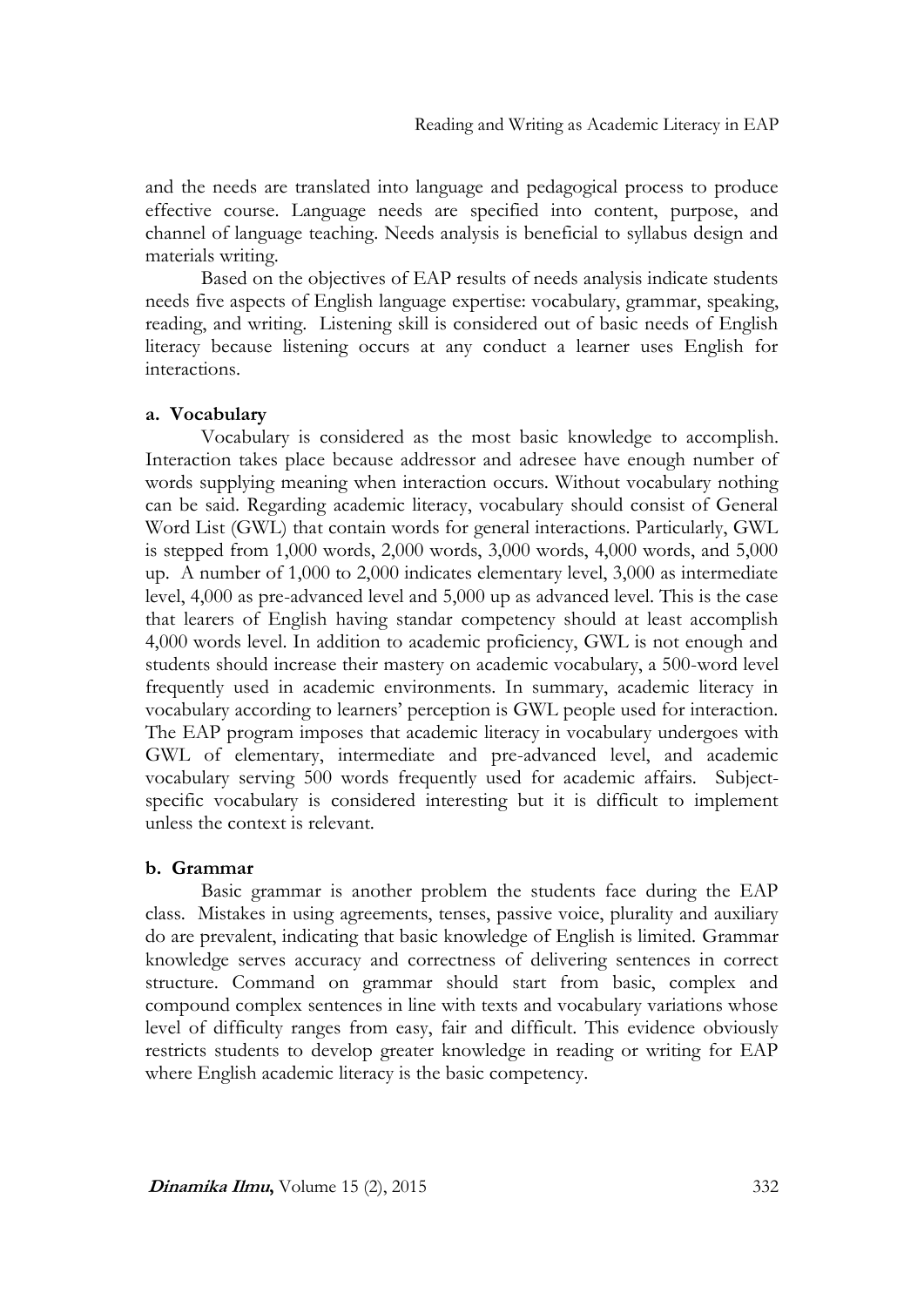and the needs are translated into language and pedagogical process to produce effective course. Language needs are specified into content, purpose, and channel of language teaching. Needs analysis is beneficial to syllabus design and materials writing.

Based on the objectives of EAP results of needs analysis indicate students needs five aspects of English language expertise: vocabulary, grammar, speaking, reading, and writing. Listening skill is considered out of basic needs of English literacy because listening occurs at any conduct a learner uses English for interactions.

**a. Vocabulary**

Vocabulary is considered as the most basic knowledge to accomplish. Interaction takes place because addressor and adresee have enough number of words supplying meaning when interaction occurs. Without vocabulary nothing can be said. Regarding academic literacy, vocabulary should consist of General Word List (GWL) that contain words for general interactions. Particularly, GWL is stepped from 1,000 words, 2,000 words, 3,000 words, 4,000 words, and 5,000 up. A number of 1,000 to 2,000 indicates elementary level, 3,000 as intermediate level, 4,000 as pre-advanced level and 5,000 up as advanced level. This is the case that learers of English having standar competency should at least accomplish 4,000 words level. In addition to academic proficiency, GWL is not enough and students should increase their mastery on academic vocabulary, a 500-word level frequently used in academic environments. In summary, academic literacy in vocabulary according to learners' perception is GWL people used for interaction. The EAP program imposes that academic literacy in vocabulary undergoes with GWL of elementary, intermediate and pre-advanced level, and academic vocabulary serving 500 words frequently used for academic affairs. Subject-specific vocabulary is considered interesting but it is difficult to implement unless the context is relevant.

**b. Grammar**

Basic grammar is another problem the students face during the EAP class. Mistakes in using agreements, tenses, passive voice, plurality and auxiliary do are prevalent, indicating that basic knowledge of English is limited. Grammar knowledge serves accuracy and correctness of delivering sentences in correct structure. Command on grammar should start from basic, complex and compound complex sentences in line with texts and vocabulary variations whose level of difficulty ranges from easy, fair and difficult. This evidence obviously restricts students to develop greater knowledge in reading or writing for EAP where English academic literacy is the basic competency.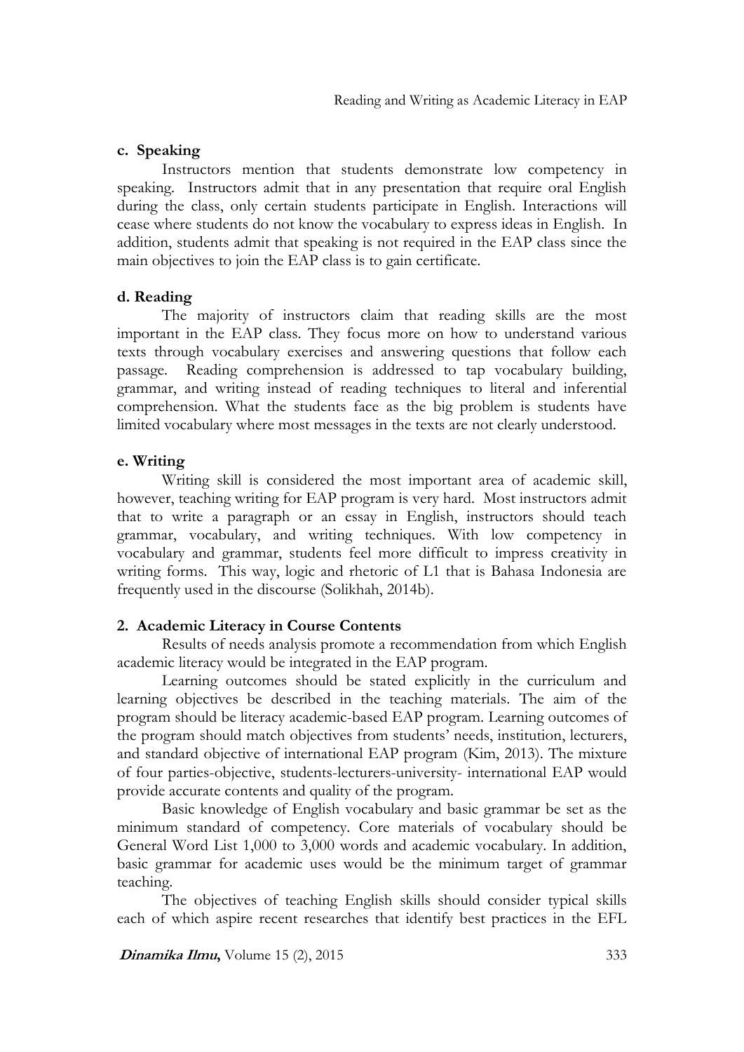#### c. Speaking

Instructors mention that students demonstrate low competency in speaking. Instructors admit that in any presentation that require oral English during the class, only certain students participate in English. Interactions will cease where students do not know the vocabulary to express ideas in English. In addition, students admit that speaking is not required in the EAP class since the main objectives to join the EAP class is to gain certificate.

#### d. Reading

The majority of instructors claim that reading skills are the most important in the EAP class. They focus more on how to understand various texts through vocabulary exercises and answering questions that follow each passage. Reading comprehension is addressed to tap vocabulary building, grammar, and writing instead of reading techniques to literal and inferential comprehension. What the students face as the big problem is students have limited vocabulary where most messages in the texts are not clearly understood.

#### e. Writing

Writing skill is considered the most important area of academic skill, however, teaching writing for EAP program is very hard. Most instructors admit that to write a paragraph or an essay in English, instructors should teach grammar, vocabulary, and writing techniques. With low competency in vocabulary and grammar, students feel more difficult to impress creativity in writing forms. This way, logic and rhetoric of L1 that is Bahasa Indonesia are frequently used in the discourse (Solikhah, 2014b).

### 2. Academic Literacy in Course Contents

Results of needs analysis promote a recommendation from which English academic literacy would be integrated in the EAP program.

Learning outcomes should be stated explicitly in the curriculum and learning objectives be described in the teaching materials. The aim of the program should be literacy academic-based EAP program. Learning outcomes of the program should match objectives from students' needs, institution, lecturers, and standard objective of international EAP program (Kim, 2013). The mixture of four parties-objective, students-lecturers-university- international EAP would provide accurate contents and quality of the program.

Basic knowledge of English vocabulary and basic grammar be set as the minimum standard of competency. Core materials of vocabulary should be General Word List 1,000 to 3,000 words and academic vocabulary. In addition, basic grammar for academic uses would be the minimum target of grammar teaching.

The objectives of teaching English skills should consider typical skills each of which aspire recent researches that identify best practices in the EFL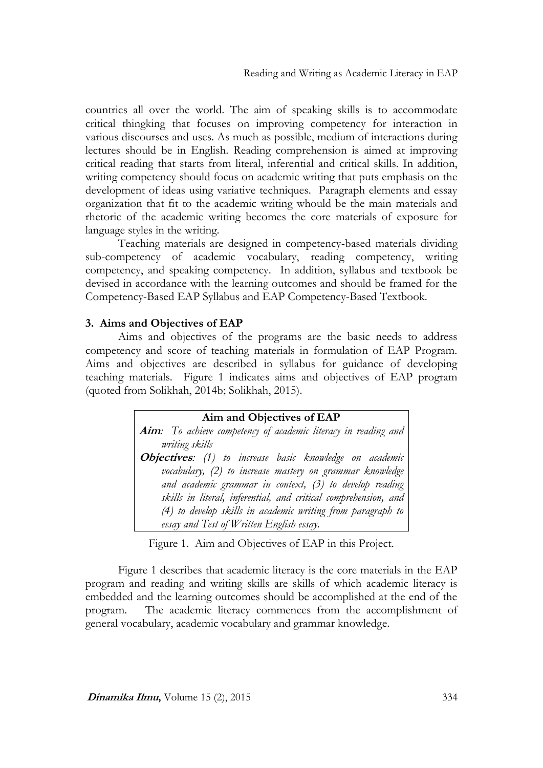countries all over the world. The aim of speaking skills is to accommodate critical thingking that focuses on improving competency for interaction in various discourses and uses. As much as possible, medium of interactions during lectures should be in English. Reading comprehension is aimed at improving critical reading that starts from literal, inferential and critical skills. In addition, writing competency should focus on academic writing that puts emphasis on the development of ideas using variative techniques. Paragraph elements and essay organization that fit to the academic writing whould be the main materials and rhetoric of the academic writing becomes the core materials of exposure for language styles in the writing.

Teaching materials are designed in competency-based materials dividing sub-competency of academic vocabulary, reading competency, writing competency, and speaking competency. In addition, syllabus and textbook be devised in accordance with the learning outcomes and should be framed for the Competency-Based EAP Syllabus and EAP Competency-Based Textbook.

### 3. Aims and Objectives of EAP

Aims and objectives of the programs are the basic needs to address competency and score of teaching materials in formulation of EAP Program. Aims and objectives are described in syllabus for guidance of developing teaching materials. Figure 1 indicates aims and objectives of EAP program (quoted from Solikhah, 2014b; Solikhah, 2015).

**Aim and Objectives of EAP**

***Aim***: *To achieve competency of academic literacy in reading and writing skills*

***Objectives***: *(1) to increase basic knowledge on academic vocabulary, (2) to increase mastery on grammar knowledge and academic grammar in context, (3) to develop reading skills in literal, inferential, and critical comprehension, and (4) to develop skills in academic writing from paragraph to essay and Test of Written English essay.*

Figure 1. Aim and Objectives of EAP in this Project.

Figure 1 describes that academic literacy is the core materials in the EAP program and reading and writing skills are skills of which academic literacy is embedded and the learning outcomes should be accomplished at the end of the program. The academic literacy commences from the accomplishment of general vocabulary, academic vocabulary and grammar knowledge.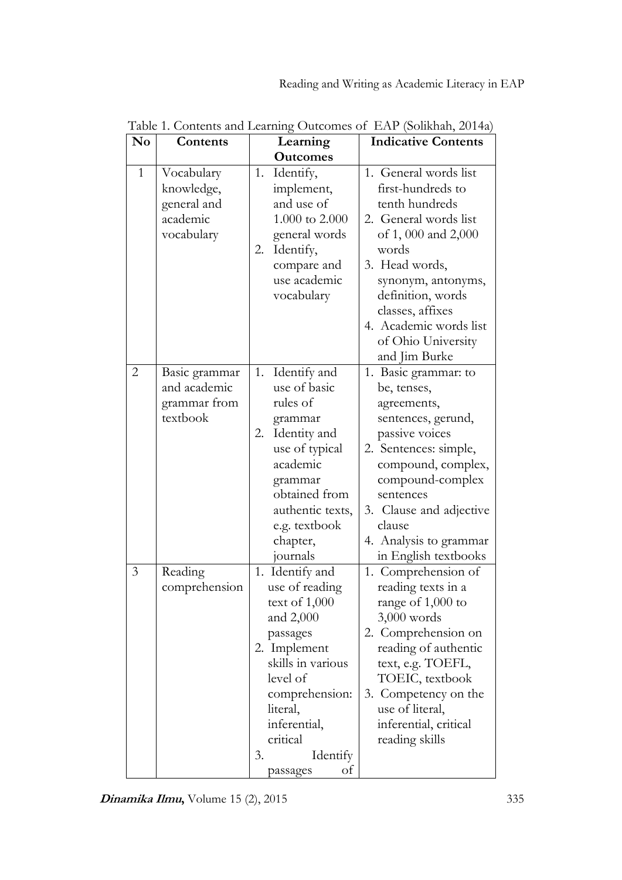Table 1. Contents and Learning Outcomes of EAP (Solikhah, 2014a)

| No | Contents | Learning Outcomes | Indicative Contents |
|---|---|---|---|
| 1 | Vocabulary knowledge, general and academic vocabulary | 1. Identify, implement, and use of 1.000 to 2.000 general words<br>2. Identify, compare and use academic vocabulary | 1. General words list first-hundreds to tenth hundreds<br>2. General words list of 1, 000 and 2,000 words<br>3. Head words, synonym, antonyms, definition, words classes, affixes<br>4. Academic words list of Ohio University and Jim Burke |
| 2 | Basic grammar and academic grammar from textbook | 1. Identify and use of basic rules of grammar<br>2. Identity and use of typical academic grammar obtained from authentic texts, e.g. textbook chapter, journals | 1. Basic grammar: to be, tenses, agreements, sentences, gerund, passive voices<br>2. Sentences: simple, compound, complex, compound-complex sentences<br>3. Clause and adjective clause<br>4. Analysis to grammar in English textbooks |
| 3 | Reading comprehension | 1. Identify and use of reading text of 1,000 and 2,000 passages<br>2. Implement skills in various level of comprehension: literal, inferential, critical<br>3. Identify passages of | 1. Comprehension of reading texts in a range of 1,000 to 3,000 words<br>2. Comprehension on reading of authentic text, e.g. TOEFL, TOEIC, textbook<br>3. Competency on the use of literal, inferential, critical reading skills |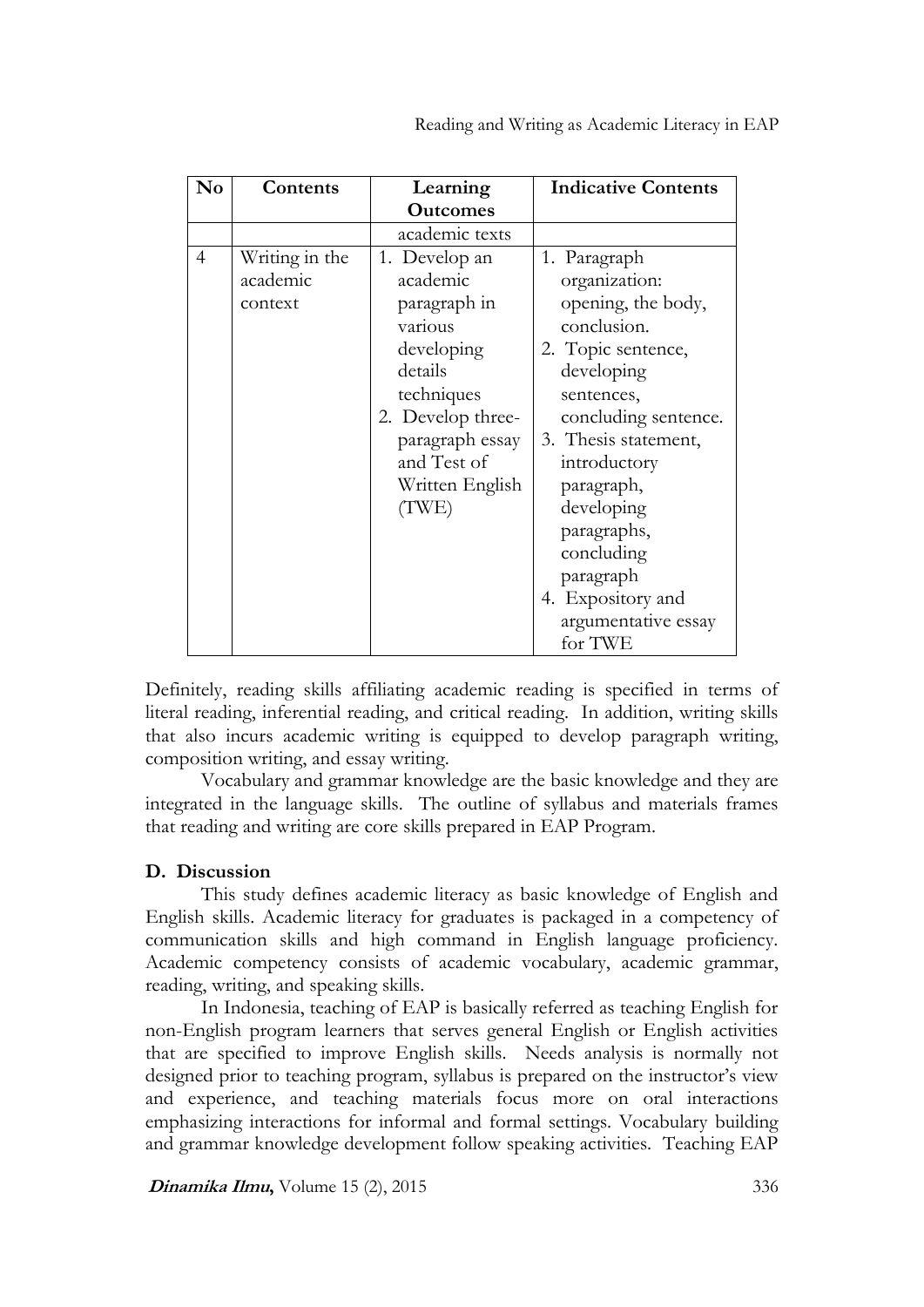| No | Contents | Learning Outcomes | Indicative Contents |
|---|---|---|---|
| | | academic texts | |
| 4 | Writing in the academic context | 1. Develop an academic paragraph in various developing details techniques<br>2. Develop three-paragraph essay and Test of Written English (TWE) | 1. Paragraph organization: opening, the body, conclusion.<br>2. Topic sentence, developing sentences, concluding sentence.<br>3. Thesis statement, introductory paragraph, developing paragraphs, concluding paragraph<br>4. Expository and argumentative essay for TWE |

Definitely, reading skills affiliating academic reading is specified in terms of literal reading, inferential reading, and critical reading. In addition, writing skills that also incurs academic writing is equipped to develop paragraph writing, composition writing, and essay writing.

Vocabulary and grammar knowledge are the basic knowledge and they are integrated in the language skills. The outline of syllabus and materials frames that reading and writing are core skills prepared in EAP Program.

## D. Discussion

This study defines academic literacy as basic knowledge of English and English skills. Academic literacy for graduates is packaged in a competency of communication skills and high command in English language proficiency. Academic competency consists of academic vocabulary, academic grammar, reading, writing, and speaking skills.

In Indonesia, teaching of EAP is basically referred as teaching English for non-English program learners that serves general English or English activities that are specified to improve English skills. Needs analysis is normally not designed prior to teaching program, syllabus is prepared on the instructor's view and experience, and teaching materials focus more on oral interactions emphasizing interactions for informal and formal settings. Vocabulary building and grammar knowledge development follow speaking activities. Teaching EAP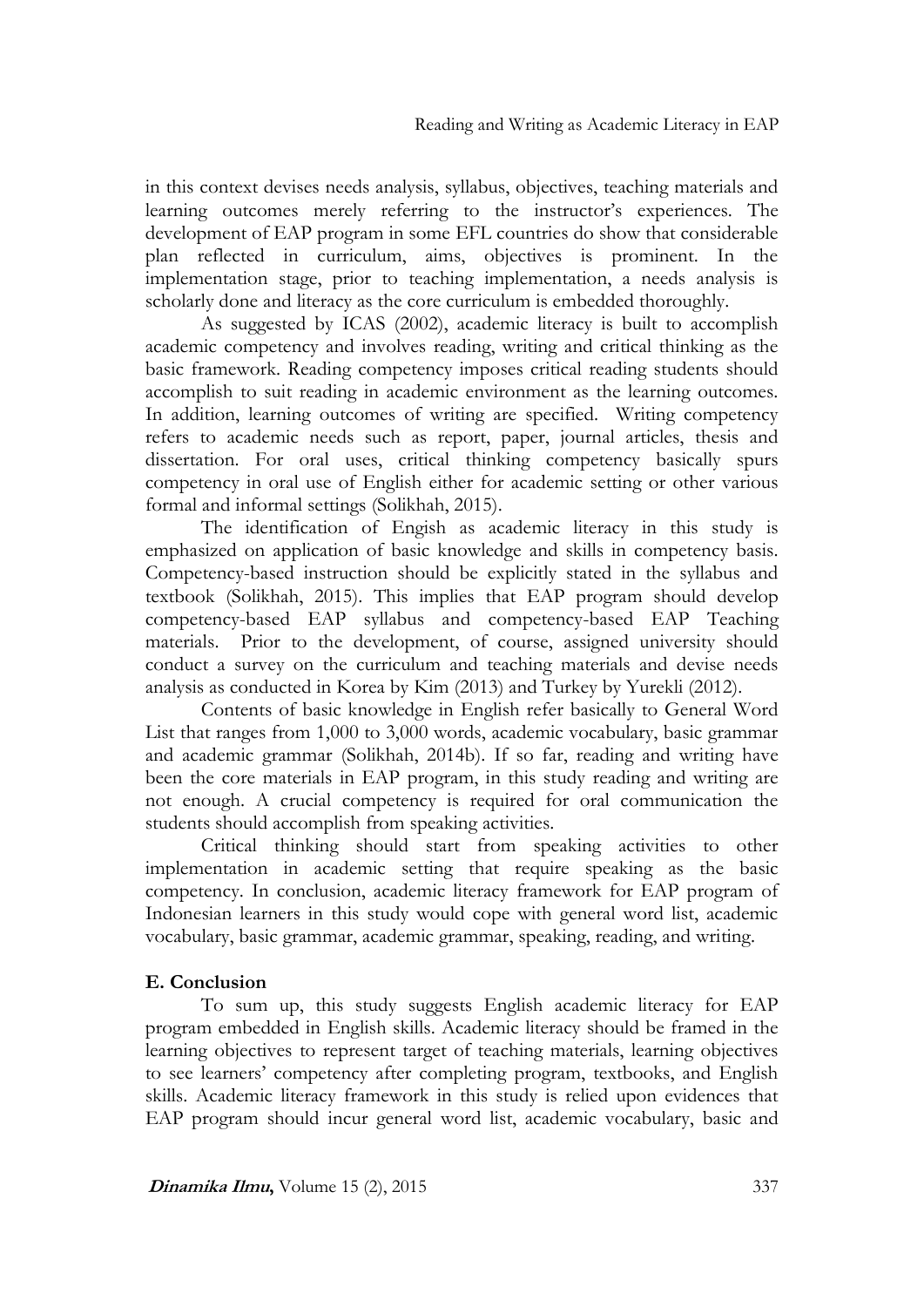in this context devises needs analysis, syllabus, objectives, teaching materials and learning outcomes merely referring to the instructor's experiences. The development of EAP program in some EFL countries do show that considerable plan reflected in curriculum, aims, objectives is prominent. In the implementation stage, prior to teaching implementation, a needs analysis is scholarly done and literacy as the core curriculum is embedded thoroughly.

As suggested by ICAS (2002), academic literacy is built to accomplish academic competency and involves reading, writing and critical thinking as the basic framework. Reading competency imposes critical reading students should accomplish to suit reading in academic environment as the learning outcomes. In addition, learning outcomes of writing are specified. Writing competency refers to academic needs such as report, paper, journal articles, thesis and dissertation. For oral uses, critical thinking competency basically spurs competency in oral use of English either for academic setting or other various formal and informal settings (Solikhah, 2015).

The identification of Engish as academic literacy in this study is emphasized on application of basic knowledge and skills in competency basis. Competency-based instruction should be explicitly stated in the syllabus and textbook (Solikhah, 2015). This implies that EAP program should develop competency-based EAP syllabus and competency-based EAP Teaching materials. Prior to the development, of course, assigned university should conduct a survey on the curriculum and teaching materials and devise needs analysis as conducted in Korea by Kim (2013) and Turkey by Yurekli (2012).

Contents of basic knowledge in English refer basically to General Word List that ranges from 1,000 to 3,000 words, academic vocabulary, basic grammar and academic grammar (Solikhah, 2014b). If so far, reading and writing have been the core materials in EAP program, in this study reading and writing are not enough. A crucial competency is required for oral communication the students should accomplish from speaking activities.

Critical thinking should start from speaking activities to other implementation in academic setting that require speaking as the basic competency. In conclusion, academic literacy framework for EAP program of Indonesian learners in this study would cope with general word list, academic vocabulary, basic grammar, academic grammar, speaking, reading, and writing.

## E. Conclusion

To sum up, this study suggests English academic literacy for EAP program embedded in English skills. Academic literacy should be framed in the learning objectives to represent target of teaching materials, learning objectives to see learners' competency after completing program, textbooks, and English skills. Academic literacy framework in this study is relied upon evidences that EAP program should incur general word list, academic vocabulary, basic and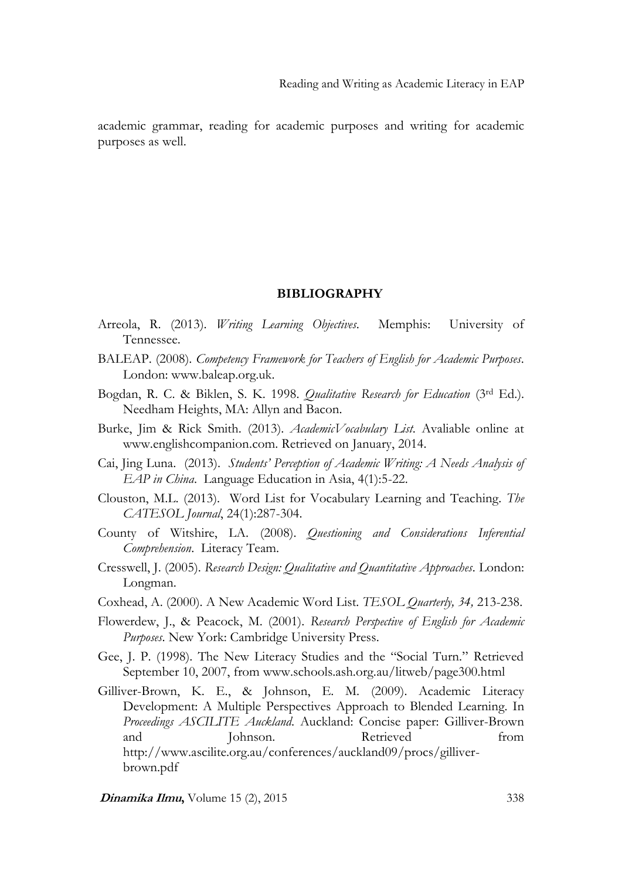academic grammar, reading for academic purposes and writing for academic purposes as well.

## BIBLIOGRAPHY

Arreola, R. (2013). *Writing Learning Objectives*. Memphis: University of Tennessee.

BALEAP. (2008). *Competency Framework for Teachers of English for Academic Purposes*. London: www.baleap.org.uk.

Bogdan, R. C. & Biklen, S. K. 1998. *Qualitative Research for Education* (3rd Ed.). Needham Heights, MA: Allyn and Bacon.

Burke, Jim & Rick Smith. (2013). *AcademicVocabulary List*. Avaliable online at www.englishcompanion.com. Retrieved on January, 2014.

Cai, Jing Luna. (2013). *Students' Perception of Academic Writing: A Needs Analysis of EAP in China*. Language Education in Asia, 4(1):5-22.

Clouston, M.L. (2013). Word List for Vocabulary Learning and Teaching. *The CATESOL Journal*, 24(1):287-304.

County of Witshire, LA. (2008). *Questioning and Considerations Inferential Comprehension*. Literacy Team.

Cresswell, J. (2005). *Research Design: Qualitative and Quantitative Approaches*. London: Longman.

Coxhead, A. (2000). A New Academic Word List. *TESOL Quarterly, 34,* 213-238.

Flowerdew, J., & Peacock, M. (2001). *Research Perspective of English for Academic Purposes*. New York: Cambridge University Press.

Gee, J. P. (1998). The New Literacy Studies and the "Social Turn." Retrieved September 10, 2007, from www.schools.ash.org.au/litweb/page300.html

Gilliver-Brown, K. E., & Johnson, E. M. (2009). Academic Literacy Development: A Multiple Perspectives Approach to Blended Learning. In *Proceedings ASCILITE Auckland*. Auckland: Concise paper: Gilliver-Brown and Johnson. Retrieved from http://www.ascilite.org.au/conferences/auckland09/procs/gilliver-brown.pdf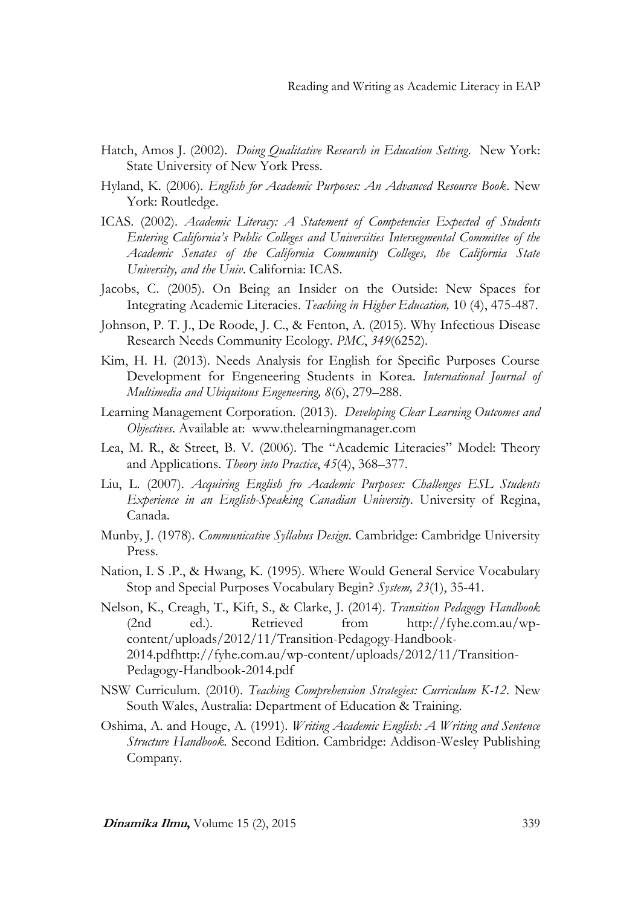Hatch, Amos J. (2002). *Doing Qualitative Research in Education Setting*. New York: State University of New York Press.

Hyland, K. (2006). *English for Academic Purposes: An Advanced Resource Book*. New York: Routledge.

ICAS. (2002). *Academic Literacy: A Statement of Competencies Expected of Students Entering California's Public Colleges and Universities Intersegmental Committee of the Academic Senates of the California Community Colleges, the California State University, and the Univ*. California: ICAS.

Jacobs, C. (2005). On Being an Insider on the Outside: New Spaces for Integrating Academic Literacies. *Teaching in Higher Education,* 10 (4), 475-487.

Johnson, P. T. J., De Roode, J. C., & Fenton, A. (2015). Why Infectious Disease Research Needs Community Ecology. *PMC*, *349*(6252).

Kim, H. H. (2013). Needs Analysis for English for Specific Purposes Course Development for Engeneering Students in Korea. *International Journal of Multimedia and Ubiquitous Engeneering, 8*(6), 279–288.

Learning Management Corporation. (2013). *Developing Clear Learning Outcomes and Objectives*. Available at: www.thelearningmanager.com

Lea, M. R., & Street, B. V. (2006). The "Academic Literacies" Model: Theory and Applications. *Theory into Practice*, *45*(4), 368–377.

Liu, L. (2007). *Acquiring English fro Academic Purposes: Challenges ESL Students Experience in an English-Speaking Canadian University*. University of Regina, Canada.

Munby, J. (1978). *Communicative Syllabus Design*. Cambridge: Cambridge University Press.

Nation, I. S .P., & Hwang, K. (1995). Where Would General Service Vocabulary Stop and Special Purposes Vocabulary Begin? *System, 23*(1), 35-41.

Nelson, K., Creagh, T., Kift, S., & Clarke, J. (2014). *Transition Pedagogy Handbook* (2nd ed.). Retrieved from http://fyhe.com.au/wp-content/uploads/2012/11/Transition-Pedagogy-Handbook-2014.pdfhttp://fyhe.com.au/wp-content/uploads/2012/11/Transition-Pedagogy-Handbook-2014.pdf

NSW Curriculum. (2010). *Teaching Comprehension Strategies: Curriculum K-12*. New South Wales, Australia: Department of Education & Training.

Oshima, A. and Houge, A. (1991). *Writing Academic English: A Writing and Sentence Structure Handbook.* Second Edition. Cambridge: Addison-Wesley Publishing Company.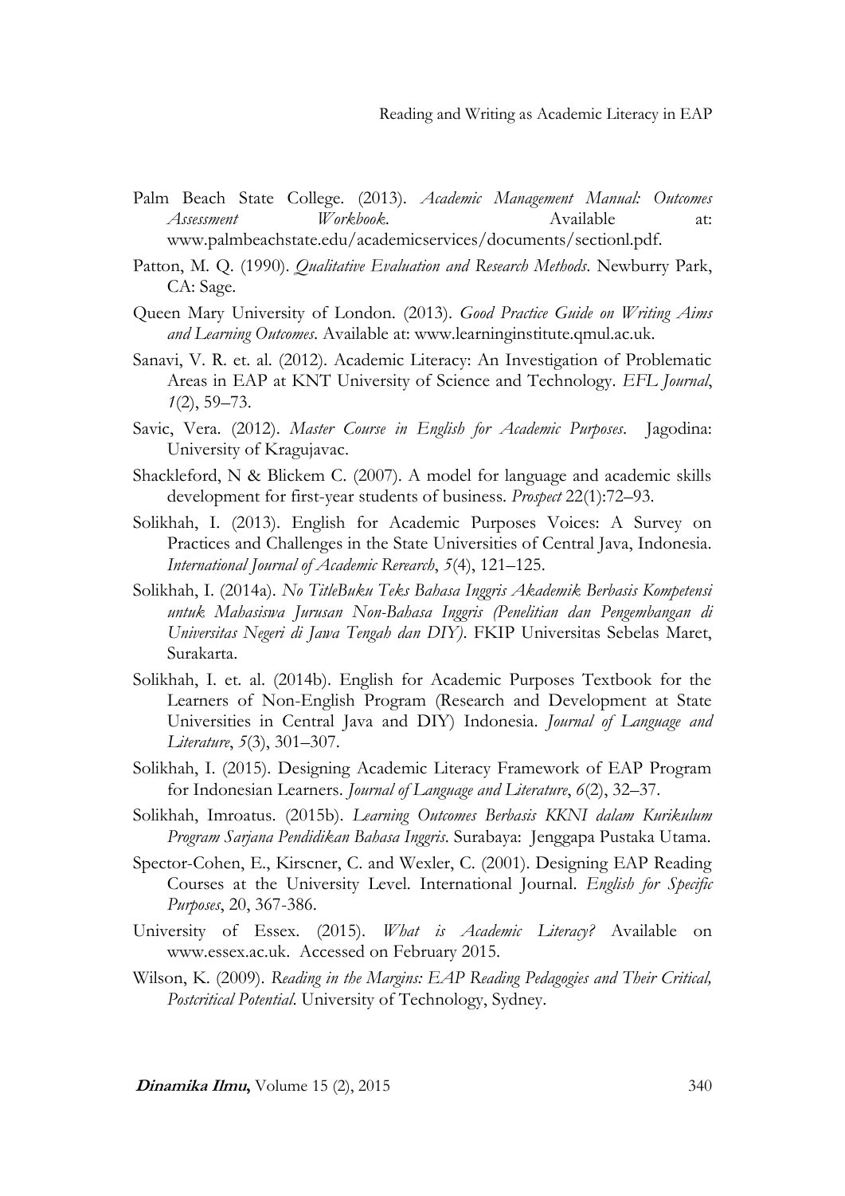Palm Beach State College. (2013). *Academic Management Manual: Outcomes Assessment Workbook*. Available at: www.palmbeachstate.edu/academicservices/documents/sectionl.pdf.

Patton, M. Q. (1990). *Qualitative Evaluation and Research Methods*. Newburry Park, CA: Sage.

Queen Mary University of London. (2013). *Good Practice Guide on Writing Aims and Learning Outcomes*. Available at: www.learninginstitute.qmul.ac.uk.

Sanavi, V. R. et. al. (2012). Academic Literacy: An Investigation of Problematic Areas in EAP at KNT University of Science and Technology. *EFL Journal*, *1*(2), 59–73.

Savic, Vera. (2012). *Master Course in English for Academic Purposes*. Jagodina: University of Kragujavac.

Shackleford, N & Blickem C. (2007). A model for language and academic skills development for first-year students of business. *Prospect* 22(1):72–93.

Solikhah, I. (2013). English for Academic Purposes Voices: A Survey on Practices and Challenges in the State Universities of Central Java, Indonesia. *International Journal of Academic Rerearch*, *5*(4), 121–125.

Solikhah, I. (2014a). *No TitleBuku Teks Bahasa Inggris Akademik Berbasis Kompetensi untuk Mahasiswa Jurusan Non-Bahasa Inggris (Penelitian dan Pengembangan di Universitas Negeri di Jawa Tengah dan DIY)*. FKIP Universitas Sebelas Maret, Surakarta.

Solikhah, I. et. al. (2014b). English for Academic Purposes Textbook for the Learners of Non-English Program (Research and Development at State Universities in Central Java and DIY) Indonesia. *Journal of Language and Literature*, *5*(3), 301–307.

Solikhah, I. (2015). Designing Academic Literacy Framework of EAP Program for Indonesian Learners. *Journal of Language and Literature*, *6*(2), 32–37.

Solikhah, Imroatus. (2015b). *Learning Outcomes Berbasis KKNI dalam Kurikulum Program Sarjana Pendidikan Bahasa Inggris*. Surabaya: Jenggapa Pustaka Utama.

Spector-Cohen, E., Kirscner, C. and Wexler, C. (2001). Designing EAP Reading Courses at the University Level. International Journal. *English for Specific Purposes*, 20, 367-386.

University of Essex. (2015). *What is Academic Literacy?* Available on www.essex.ac.uk. Accessed on February 2015.

Wilson, K. (2009). *Reading in the Margins: EAP Reading Pedagogies and Their Critical, Postcritical Potential*. University of Technology, Sydney.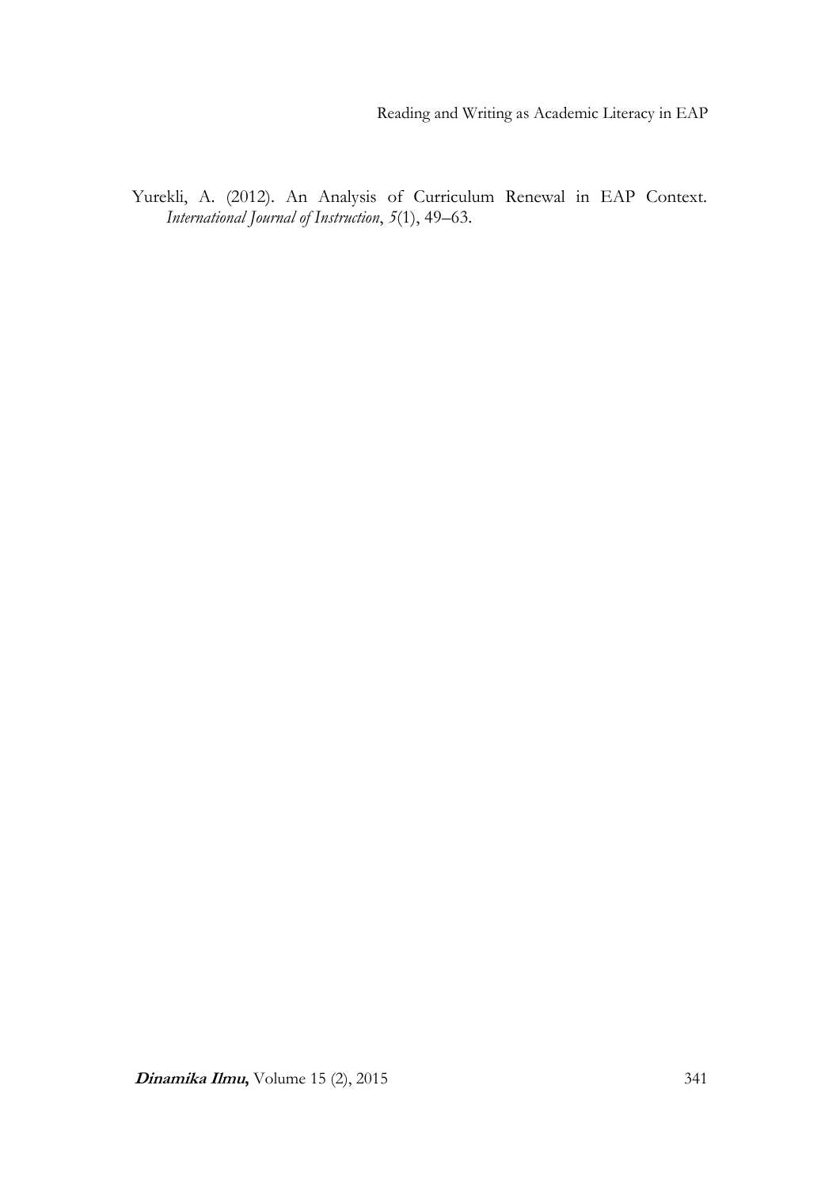Yurekli, A. (2012). An Analysis of Curriculum Renewal in EAP Context. *International Journal of Instruction*, *5*(1), 49–63.